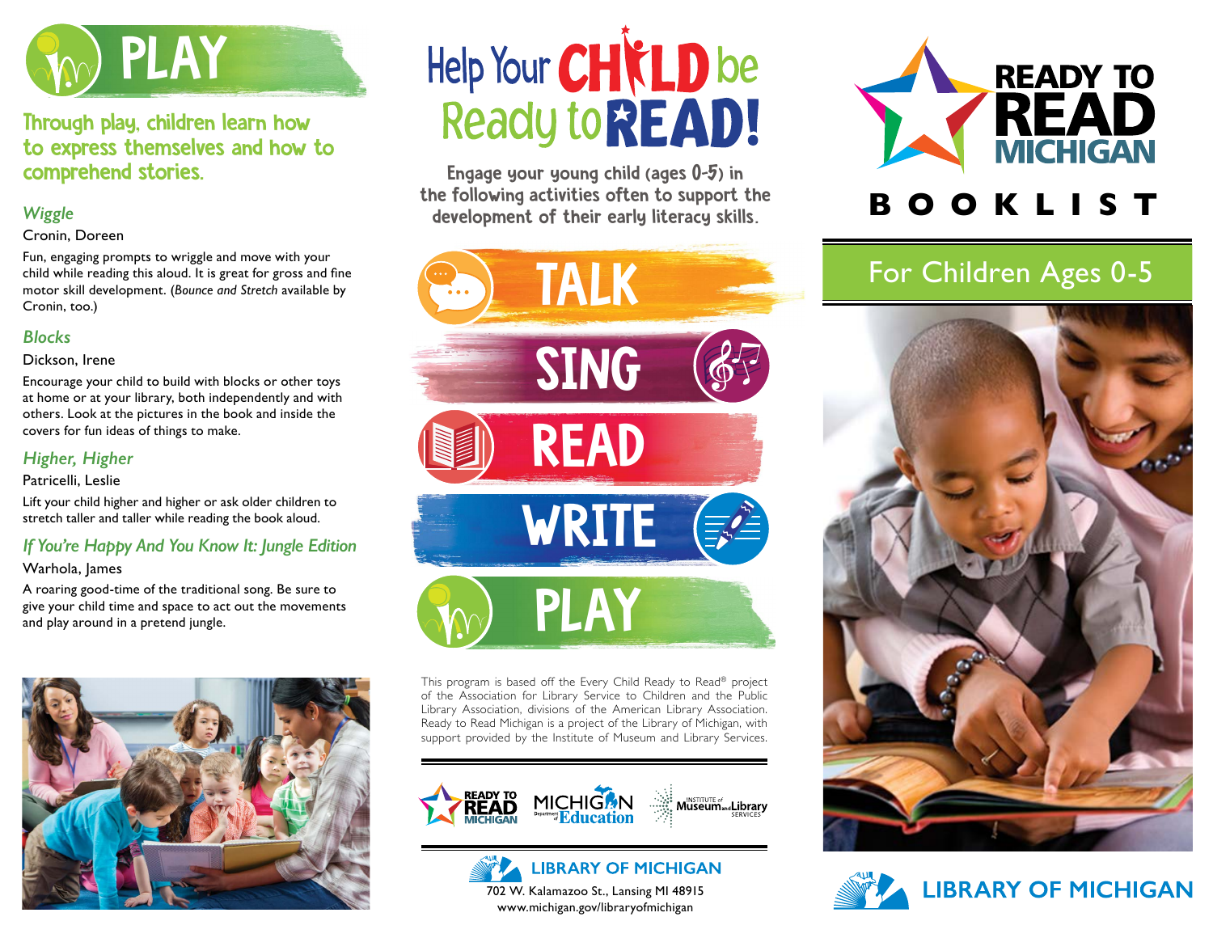# PLAY

## Through play, children learn how to express themselves and how to comprehend stories.

### *Wiggle*

Cronin, Doreen

Fun, engaging prompts to wriggle and move with your child while reading this aloud. It is great for gross and fine motor skill development. (*Bounce and Stretch* available by Cronin, too.)

### *Blocks*

Dickson, Irene

Encourage your child to build with blocks or other toys at home or at your library, both independently and with others. Look at the pictures in the book and inside the covers for fun ideas of things to make.

### *Higher, Higher*

Patricelli, Leslie

Lift your child higher and higher or ask older children to stretch taller and taller while reading the book aloud.

### *If You're Happy And You Know It: Jungle Edition*

Warhola, James

A roaring good-time of the traditional song. Be sure to give your child time and space to act out the movements and play around in a pretend jungle.

# Help Your CHILD be Ready to READ!

Engage your young child (ages 0-5) in the following activities often to support the development of their early literacy skills.

- TALK
- SING
- READ
- WRITE
- PLAY

This program is based off the Every Child Ready to Read® project of the Association for Library Service to Children and the Public Library Association, divisions of the American Library Association. Ready to Read Michigan is a project of the Library of Michigan, with support provided by the Institute of Museum and Library Services.

READY TO READ MICHIGAN | MICHIGAN Department of Education | INSTITUTE of Museum and Library SERVICES

**LIBRARY OF MICHIGAN**

702 W. Kalamazoo St., Lansing MI 48915

www.michigan.gov/libraryofmichigan

# READY TO READ MICHIGAN

# BOOKLIST

## For Children Ages 0-5

**LIBRARY OF MICHIGAN**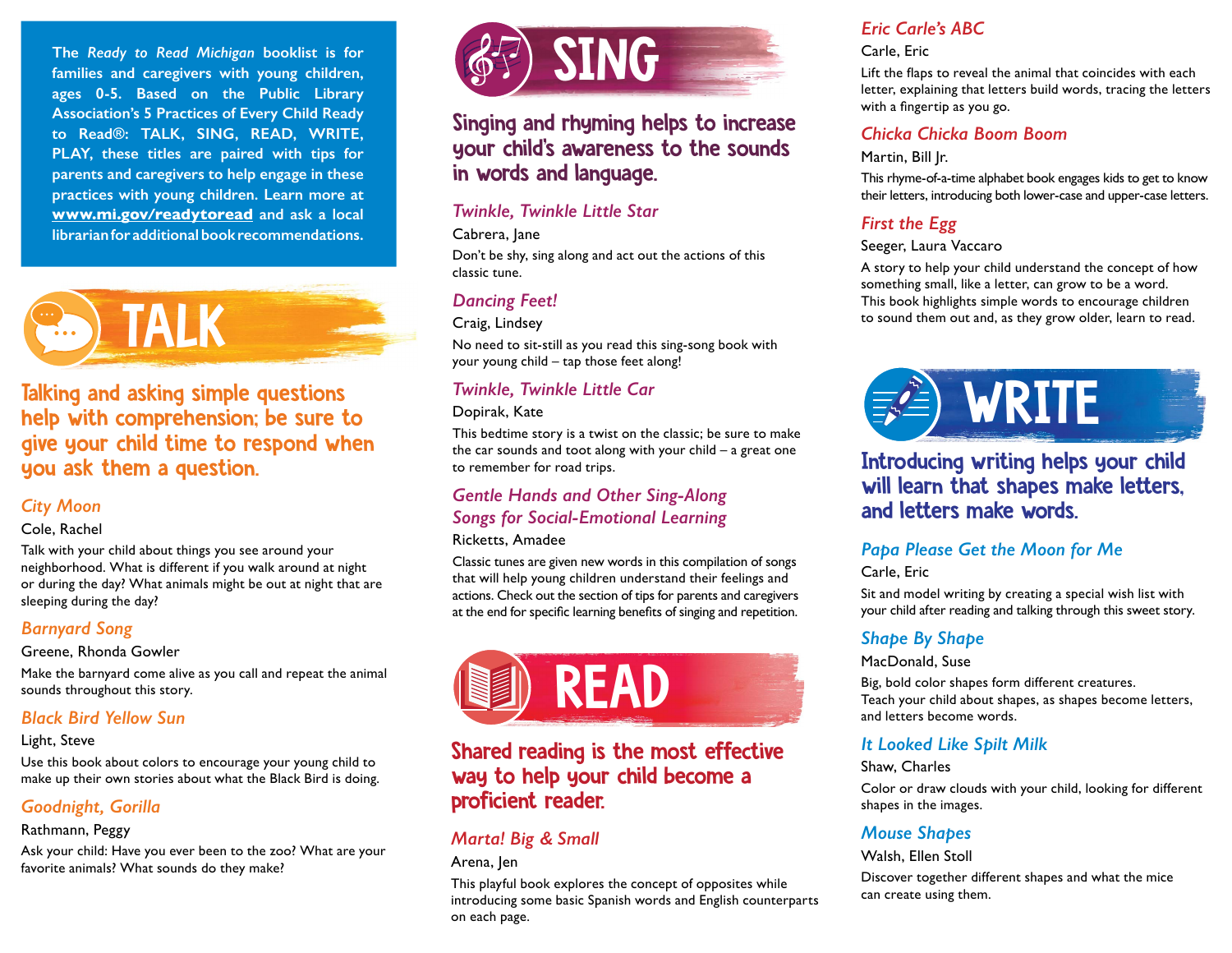The *Ready to Read Michigan* booklist is for families and caregivers with young children, ages 0-5. Based on the Public Library Association's 5 Practices of Every Child Ready to Read®: TALK, SING, READ, WRITE, PLAY, these titles are paired with tips for parents and caregivers to help engage in these practices with young children. Learn more at **www.mi.gov/readytoread** and ask a local librarian for additional book recommendations.

## TALK

### Talking and asking simple questions help with comprehension; be sure to give your child time to respond when you ask them a question.

*City Moon*
Cole, Rachel
Talk with your child about things you see around your neighborhood. What is different if you walk around at night or during the day? What animals might be out at night that are sleeping during the day?

*Barnyard Song*
Greene, Rhonda Gowler
Make the barnyard come alive as you call and repeat the animal sounds throughout this story.

*Black Bird Yellow Sun*
Light, Steve
Use this book about colors to encourage your young child to make up their own stories about what the Black Bird is doing.

*Goodnight, Gorilla*
Rathmann, Peggy
Ask your child: Have you ever been to the zoo? What are your favorite animals? What sounds do they make?

## SING

### Singing and rhyming helps to increase your child's awareness to the sounds in words and language.

*Twinkle, Twinkle Little Star*
Cabrera, Jane
Don't be shy, sing along and act out the actions of this classic tune.

*Dancing Feet!*
Craig, Lindsey
No need to sit-still as you read this sing-song book with your young child – tap those feet along!

*Twinkle, Twinkle Little Car*
Dopirak, Kate
This bedtime story is a twist on the classic; be sure to make the car sounds and toot along with your child – a great one to remember for road trips.

*Gentle Hands and Other Sing-Along Songs for Social-Emotional Learning*
Ricketts, Amadee
Classic tunes are given new words in this compilation of songs that will help young children understand their feelings and actions. Check out the section of tips for parents and caregivers at the end for specific learning benefits of singing and repetition.

## READ

### Shared reading is the most effective way to help your child become a proficient reader.

*Marta! Big & Small*
Arena, Jen
This playful book explores the concept of opposites while introducing some basic Spanish words and English counterparts on each page.

*Eric Carle's ABC*
Carle, Eric
Lift the flaps to reveal the animal that coincides with each letter, explaining that letters build words, tracing the letters with a fingertip as you go.

*Chicka Chicka Boom Boom*
Martin, Bill Jr.
This rhyme-of-a-time alphabet book engages kids to get to know their letters, introducing both lower-case and upper-case letters.

*First the Egg*
Seeger, Laura Vaccaro
A story to help your child understand the concept of how something small, like a letter, can grow to be a word. This book highlights simple words to encourage children to sound them out and, as they grow older, learn to read.

## WRITE

### Introducing writing helps your child will learn that shapes make letters, and letters make words.

*Papa Please Get the Moon for Me*
Carle, Eric
Sit and model writing by creating a special wish list with your child after reading and talking through this sweet story.

*Shape By Shape*
MacDonald, Suse
Big, bold color shapes form different creatures. Teach your child about shapes, as shapes become letters, and letters become words.

*It Looked Like Spilt Milk*
Shaw, Charles
Color or draw clouds with your child, looking for different shapes in the images.

*Mouse Shapes*
Walsh, Ellen Stoll
Discover together different shapes and what the mice can create using them.